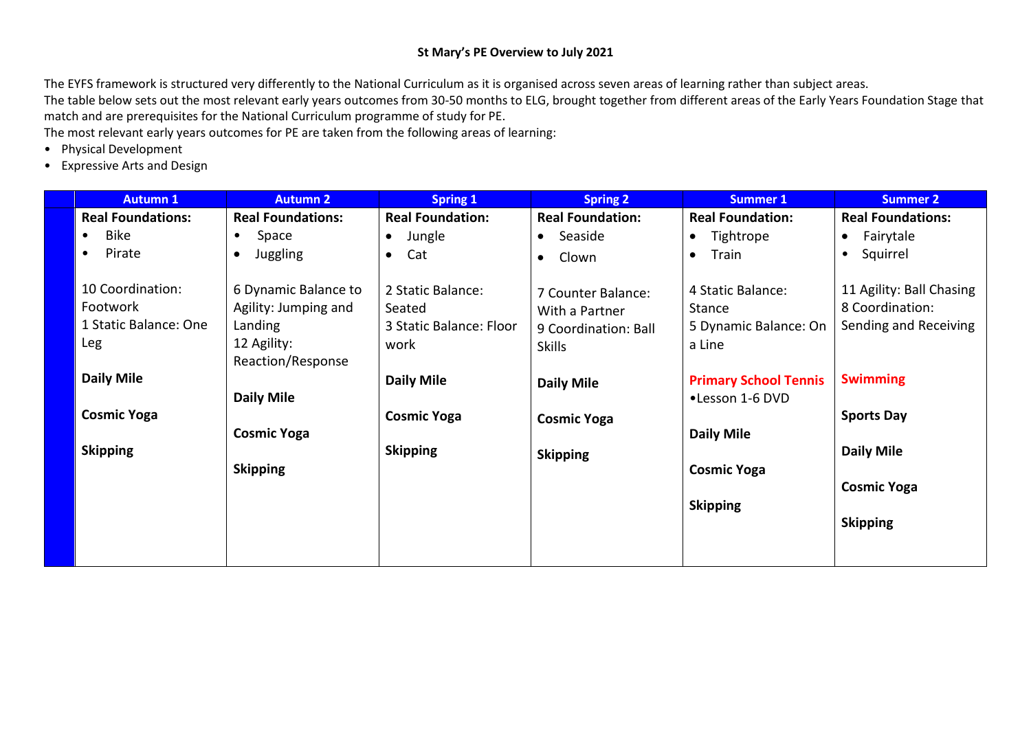**St Mary's PE Overview to July 2021**

The EYFS framework is structured very differently to the National Curriculum as it is organised across seven areas of learning rather than subject areas.
The table below sets out the most relevant early years outcomes from 30-50 months to ELG, brought together from different areas of the Early Years Foundation Stage that match and are prerequisites for the National Curriculum programme of study for PE.
The most relevant early years outcomes for PE are taken from the following areas of learning:

- Physical Development
- Expressive Arts and Design

| | Autumn 1 | Autumn 2 | Spring 1 | Spring 2 | Summer 1 | Summer 2 |
|---|---|---|---|---|---|---|
| | **Real Foundations:**<br>• Bike<br>• Pirate<br><br>10 Coordination: Footwork<br>1 Static Balance: One Leg<br><br>**Daily Mile**<br><br>**Cosmic Yoga**<br><br>**Skipping** | **Real Foundations:**<br>• Space<br>• Juggling<br><br>6 Dynamic Balance to Agility: Jumping and Landing<br>12 Agility: Reaction/Response<br><br>**Daily Mile**<br><br>**Cosmic Yoga**<br><br>**Skipping** | **Real Foundation:**<br>• Jungle<br>• Cat<br><br>2 Static Balance: Seated<br>3 Static Balance: Floor work<br><br>**Daily Mile**<br><br>**Cosmic Yoga**<br><br>**Skipping** | **Real Foundation:**<br>• Seaside<br>• Clown<br><br>7 Counter Balance: With a Partner<br>9 Coordination: Ball Skills<br><br>**Daily Mile**<br><br>**Cosmic Yoga**<br><br>**Skipping** | **Real Foundation:**<br>• Tightrope<br>• Train<br><br>4 Static Balance: Stance<br>5 Dynamic Balance: On a Line<br><br>**Primary School Tennis**<br>•Lesson 1-6 DVD<br><br>**Daily Mile**<br><br>**Cosmic Yoga**<br><br>**Skipping** | **Real Foundations:**<br>• Fairytale<br>• Squirrel<br><br>11 Agility: Ball Chasing<br>8 Coordination: Sending and Receiving<br><br>**Swimming**<br><br>**Sports Day**<br><br>**Daily Mile**<br><br>**Cosmic Yoga**<br><br>**Skipping** |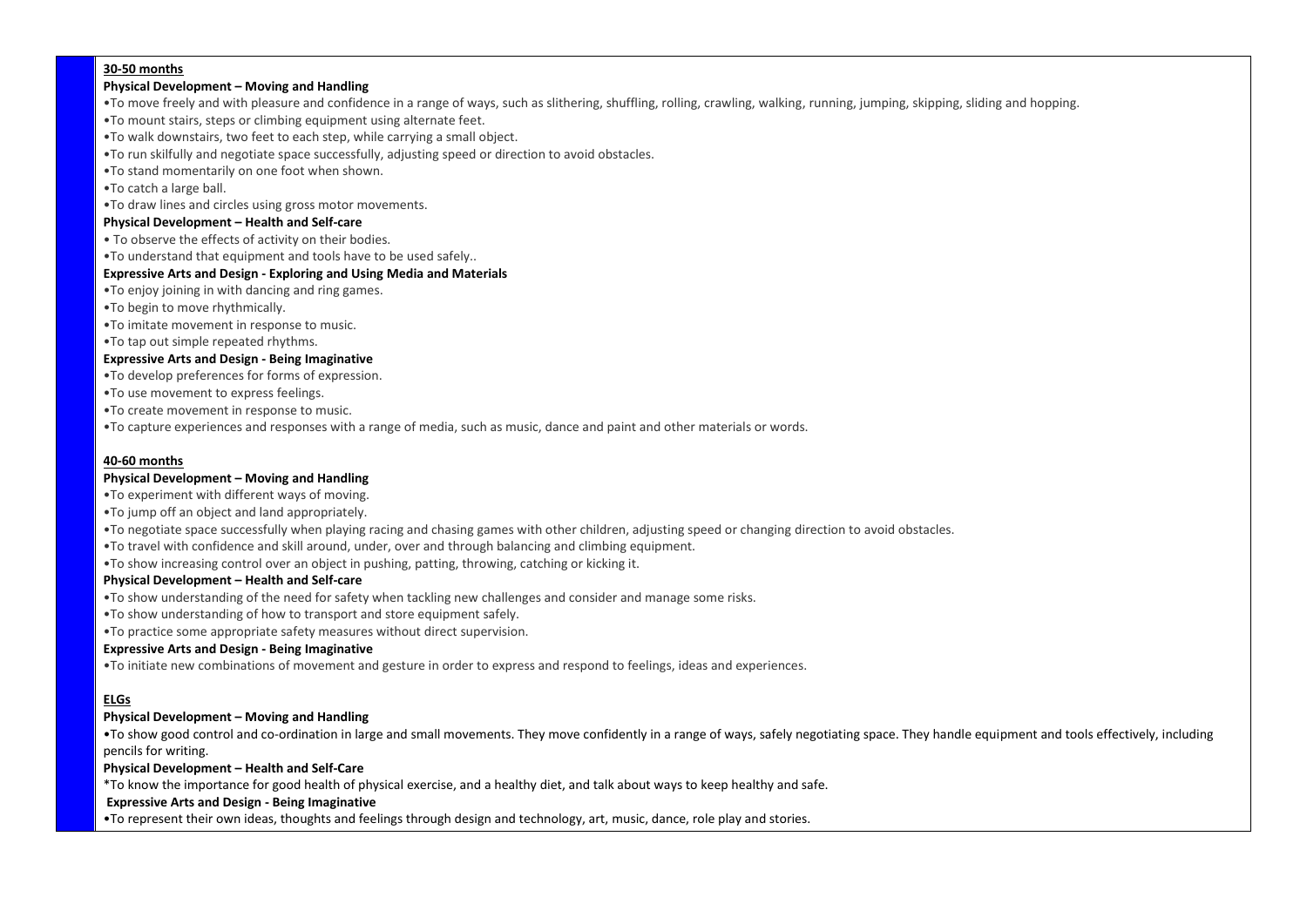**30-50 months**

**Physical Development – Moving and Handling**

- To move freely and with pleasure and confidence in a range of ways, such as slithering, shuffling, rolling, crawling, walking, running, jumping, skipping, sliding and hopping.
- To mount stairs, steps or climbing equipment using alternate feet.
- To walk downstairs, two feet to each step, while carrying a small object.
- To run skilfully and negotiate space successfully, adjusting speed or direction to avoid obstacles.
- To stand momentarily on one foot when shown.
- To catch a large ball.
- To draw lines and circles using gross motor movements.

**Physical Development – Health and Self-care**

- To observe the effects of activity on their bodies.
- To understand that equipment and tools have to be used safely..

**Expressive Arts and Design - Exploring and Using Media and Materials**

- To enjoy joining in with dancing and ring games.
- To begin to move rhythmically.
- To imitate movement in response to music.
- To tap out simple repeated rhythms.

**Expressive Arts and Design - Being Imaginative**

- To develop preferences for forms of expression.
- To use movement to express feelings.
- To create movement in response to music.
- To capture experiences and responses with a range of media, such as music, dance and paint and other materials or words.

**40-60 months**

**Physical Development – Moving and Handling**

- To experiment with different ways of moving.
- To jump off an object and land appropriately.
- To negotiate space successfully when playing racing and chasing games with other children, adjusting speed or changing direction to avoid obstacles.
- To travel with confidence and skill around, under, over and through balancing and climbing equipment.
- To show increasing control over an object in pushing, patting, throwing, catching or kicking it.

**Physical Development – Health and Self-care**

- To show understanding of the need for safety when tackling new challenges and consider and manage some risks.
- To show understanding of how to transport and store equipment safely.
- To practice some appropriate safety measures without direct supervision.

**Expressive Arts and Design - Being Imaginative**

- To initiate new combinations of movement and gesture in order to express and respond to feelings, ideas and experiences.

**ELGs**

**Physical Development – Moving and Handling**

- To show good control and co-ordination in large and small movements. They move confidently in a range of ways, safely negotiating space. They handle equipment and tools effectively, including pencils for writing.

**Physical Development – Health and Self-Care**

*To know the importance for good health of physical exercise, and a healthy diet, and talk about ways to keep healthy and safe.

**Expressive Arts and Design - Being Imaginative**

- To represent their own ideas, thoughts and feelings through design and technology, art, music, dance, role play and stories.